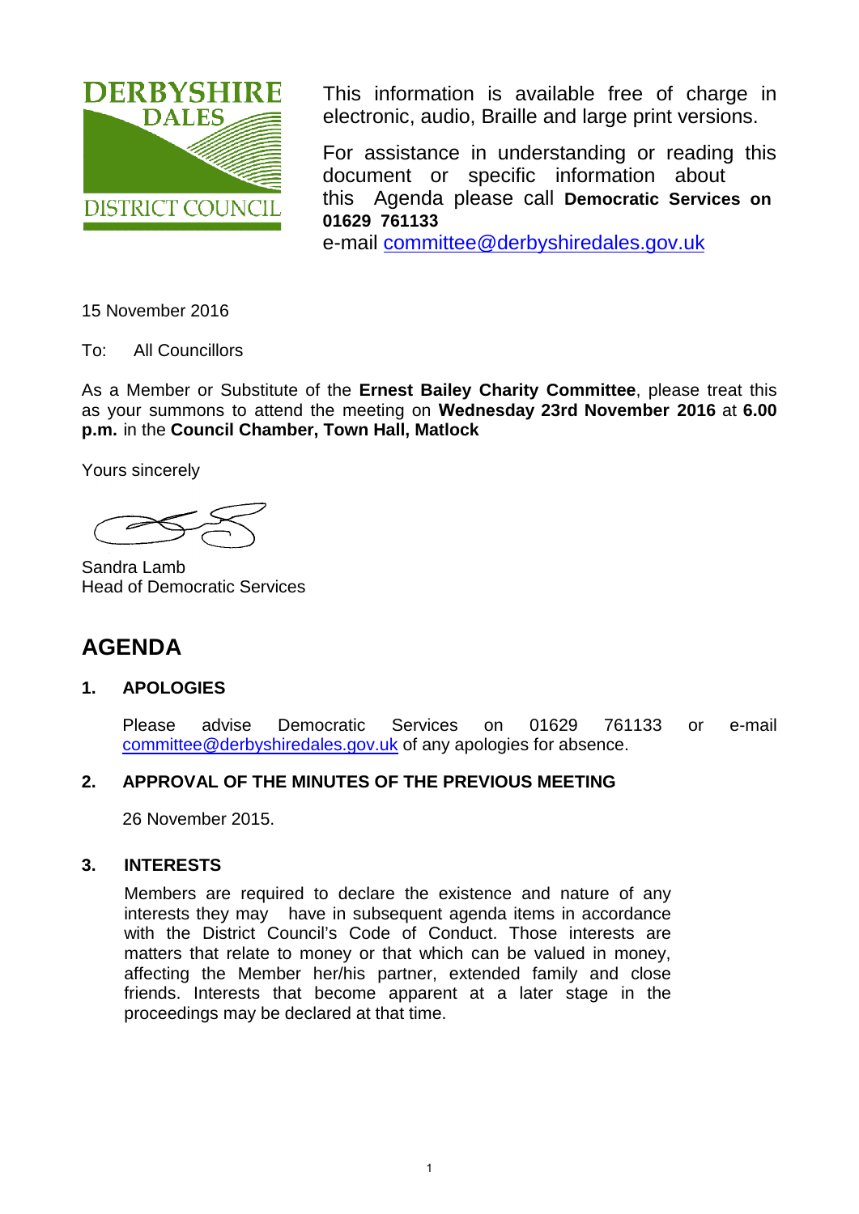DERBYSHIRE DALES DISTRICT COUNCIL

This information is available free of charge in electronic, audio, Braille and large print versions.

For assistance in understanding or reading this document or specific information about this Agenda please call **Democratic Services on 01629 761133**
e-mail committee@derbyshiredales.gov.uk

15 November 2016

To: All Councillors

As a Member or Substitute of the **Ernest Bailey Charity Committee**, please treat this as your summons to attend the meeting on **Wednesday 23rd November 2016** at **6.00 p.m.** in the **Council Chamber, Town Hall, Matlock**

Yours sincerely

Sandra Lamb
Head of Democratic Services

# AGENDA

## 1. APOLOGIES

Please advise Democratic Services on 01629 761133 or e-mail committee@derbyshiredales.gov.uk of any apologies for absence.

## 2. APPROVAL OF THE MINUTES OF THE PREVIOUS MEETING

26 November 2015.

## 3. INTERESTS

Members are required to declare the existence and nature of any interests they may have in subsequent agenda items in accordance with the District Council's Code of Conduct. Those interests are matters that relate to money or that which can be valued in money, affecting the Member her/his partner, extended family and close friends. Interests that become apparent at a later stage in the proceedings may be declared at that time.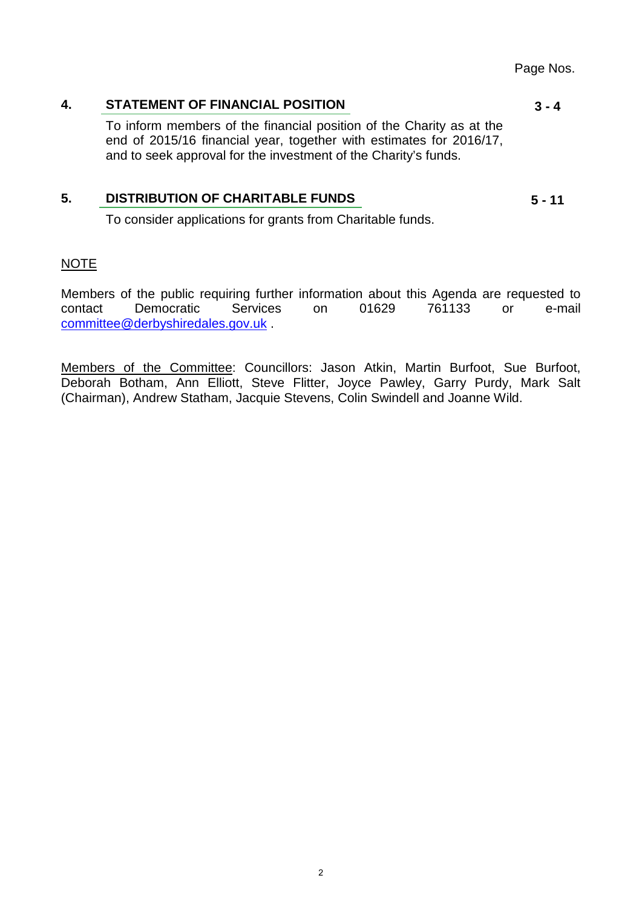Page Nos.

**4. STATEMENT OF FINANCIAL POSITION** **3 - 4**

To inform members of the financial position of the Charity as at the end of 2015/16 financial year, together with estimates for 2016/17, and to seek approval for the investment of the Charity's funds.

**5. DISTRIBUTION OF CHARITABLE FUNDS** **5 - 11**

To consider applications for grants from Charitable funds.

NOTE

Members of the public requiring further information about this Agenda are requested to contact Democratic Services on 01629 761133 or e-mail committee@derbyshiredales.gov.uk .

Members of the Committee: Councillors: Jason Atkin, Martin Burfoot, Sue Burfoot, Deborah Botham, Ann Elliott, Steve Flitter, Joyce Pawley, Garry Purdy, Mark Salt (Chairman), Andrew Statham, Jacquie Stevens, Colin Swindell and Joanne Wild.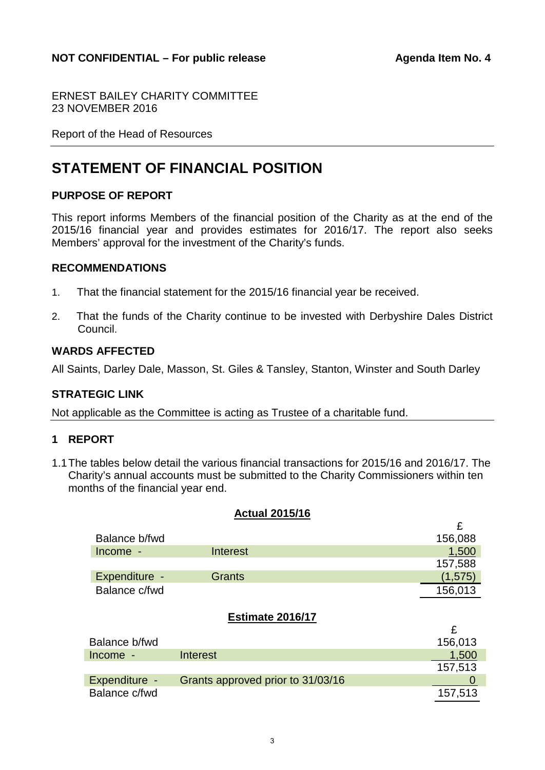**NOT CONFIDENTIAL – For public release** **Agenda Item No. 4**

ERNEST BAILEY CHARITY COMMITTEE
23 NOVEMBER 2016

Report of the Head of Resources

# STATEMENT OF FINANCIAL POSITION

## PURPOSE OF REPORT

This report informs Members of the financial position of the Charity as at the end of the 2015/16 financial year and provides estimates for 2016/17. The report also seeks Members' approval for the investment of the Charity's funds.

## RECOMMENDATIONS

1. That the financial statement for the 2015/16 financial year be received.
2. That the funds of the Charity continue to be invested with Derbyshire Dales District Council.

## WARDS AFFECTED

All Saints, Darley Dale, Masson, St. Giles & Tansley, Stanton, Winster and South Darley

## STRATEGIC LINK

Not applicable as the Committee is acting as Trustee of a charitable fund.

## 1 REPORT

1.1 The tables below detail the various financial transactions for 2015/16 and 2016/17. The Charity's annual accounts must be submitted to the Charity Commissioners within ten months of the financial year end.

**Actual 2015/16**

| | | £ |
|---|---|---|
| Balance b/fwd | | 156,088 |
| Income - | Interest | 1,500 |
| | | 157,588 |
| Expenditure - | Grants | (1,575) |
| Balance c/fwd | | 156,013 |

**Estimate 2016/17**

| | | £ |
|---|---|---|
| Balance b/fwd | | 156,013 |
| Income - | Interest | 1,500 |
| | | 157,513 |
| Expenditure - | Grants approved prior to 31/03/16 | 0 |
| Balance c/fwd | | 157,513 |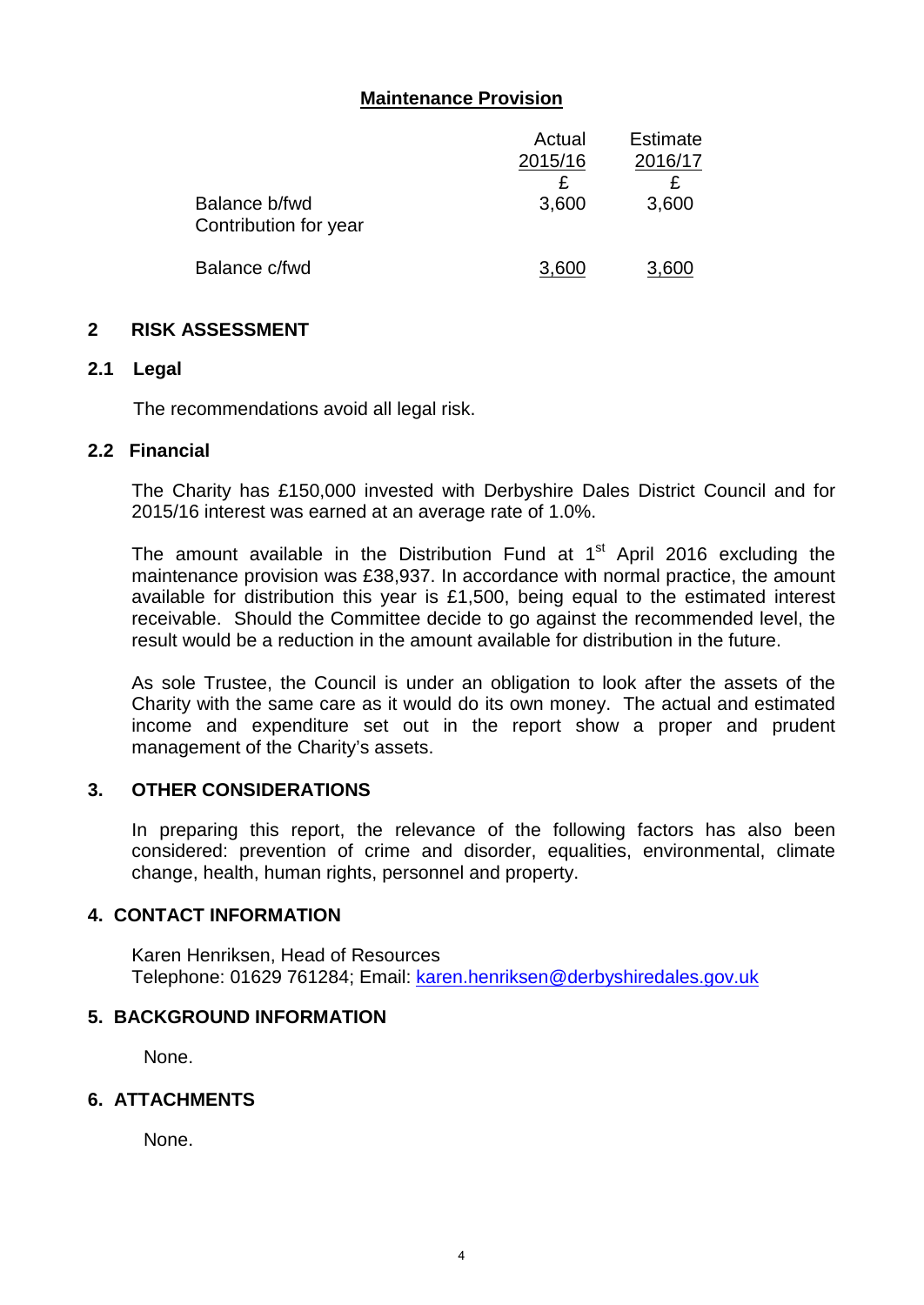**Maintenance Provision**

| | Actual 2015/16 | Estimate 2016/17 |
|---|---|---|
| | £ | £ |
| Balance b/fwd | 3,600 | 3,600 |
| Contribution for year | | |
| Balance c/fwd | 3,600 | 3,600 |

## 2 RISK ASSESSMENT

### 2.1 Legal

The recommendations avoid all legal risk.

### 2.2 Financial

The Charity has £150,000 invested with Derbyshire Dales District Council and for 2015/16 interest was earned at an average rate of 1.0%.

The amount available in the Distribution Fund at 1st April 2016 excluding the maintenance provision was £38,937. In accordance with normal practice, the amount available for distribution this year is £1,500, being equal to the estimated interest receivable. Should the Committee decide to go against the recommended level, the result would be a reduction in the amount available for distribution in the future.

As sole Trustee, the Council is under an obligation to look after the assets of the Charity with the same care as it would do its own money. The actual and estimated income and expenditure set out in the report show a proper and prudent management of the Charity's assets.

## 3. OTHER CONSIDERATIONS

In preparing this report, the relevance of the following factors has also been considered: prevention of crime and disorder, equalities, environmental, climate change, health, human rights, personnel and property.

## 4. CONTACT INFORMATION

Karen Henriksen, Head of Resources
Telephone: 01629 761284; Email: karen.henriksen@derbyshiredales.gov.uk

## 5. BACKGROUND INFORMATION

None.

## 6. ATTACHMENTS

None.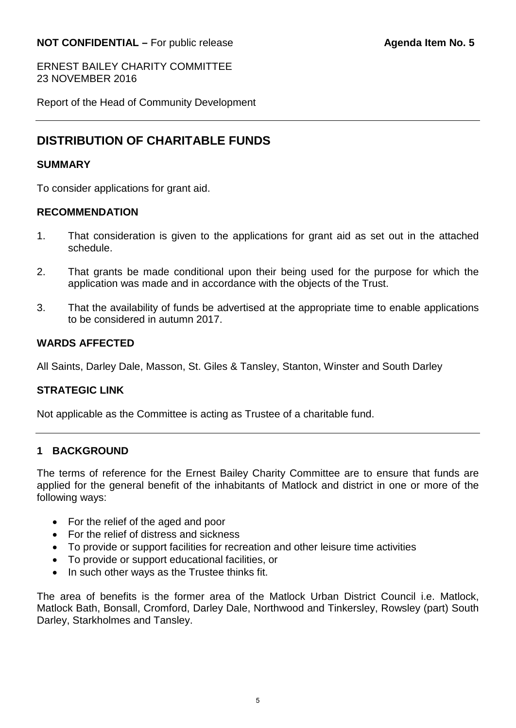**NOT CONFIDENTIAL –** For public release **Agenda Item No. 5**

ERNEST BAILEY CHARITY COMMITTEE
23 NOVEMBER 2016

Report of the Head of Community Development

## DISTRIBUTION OF CHARITABLE FUNDS

### SUMMARY

To consider applications for grant aid.

### RECOMMENDATION

1. That consideration is given to the applications for grant aid as set out in the attached schedule.

2. That grants be made conditional upon their being used for the purpose for which the application was made and in accordance with the objects of the Trust.

3. That the availability of funds be advertised at the appropriate time to enable applications to be considered in autumn 2017.

### WARDS AFFECTED

All Saints, Darley Dale, Masson, St. Giles & Tansley, Stanton, Winster and South Darley

### STRATEGIC LINK

Not applicable as the Committee is acting as Trustee of a charitable fund.

### 1 BACKGROUND

The terms of reference for the Ernest Bailey Charity Committee are to ensure that funds are applied for the general benefit of the inhabitants of Matlock and district in one or more of the following ways:

- For the relief of the aged and poor
- For the relief of distress and sickness
- To provide or support facilities for recreation and other leisure time activities
- To provide or support educational facilities, or
- In such other ways as the Trustee thinks fit.

The area of benefits is the former area of the Matlock Urban District Council i.e. Matlock, Matlock Bath, Bonsall, Cromford, Darley Dale, Northwood and Tinkersley, Rowsley (part) South Darley, Starkholmes and Tansley.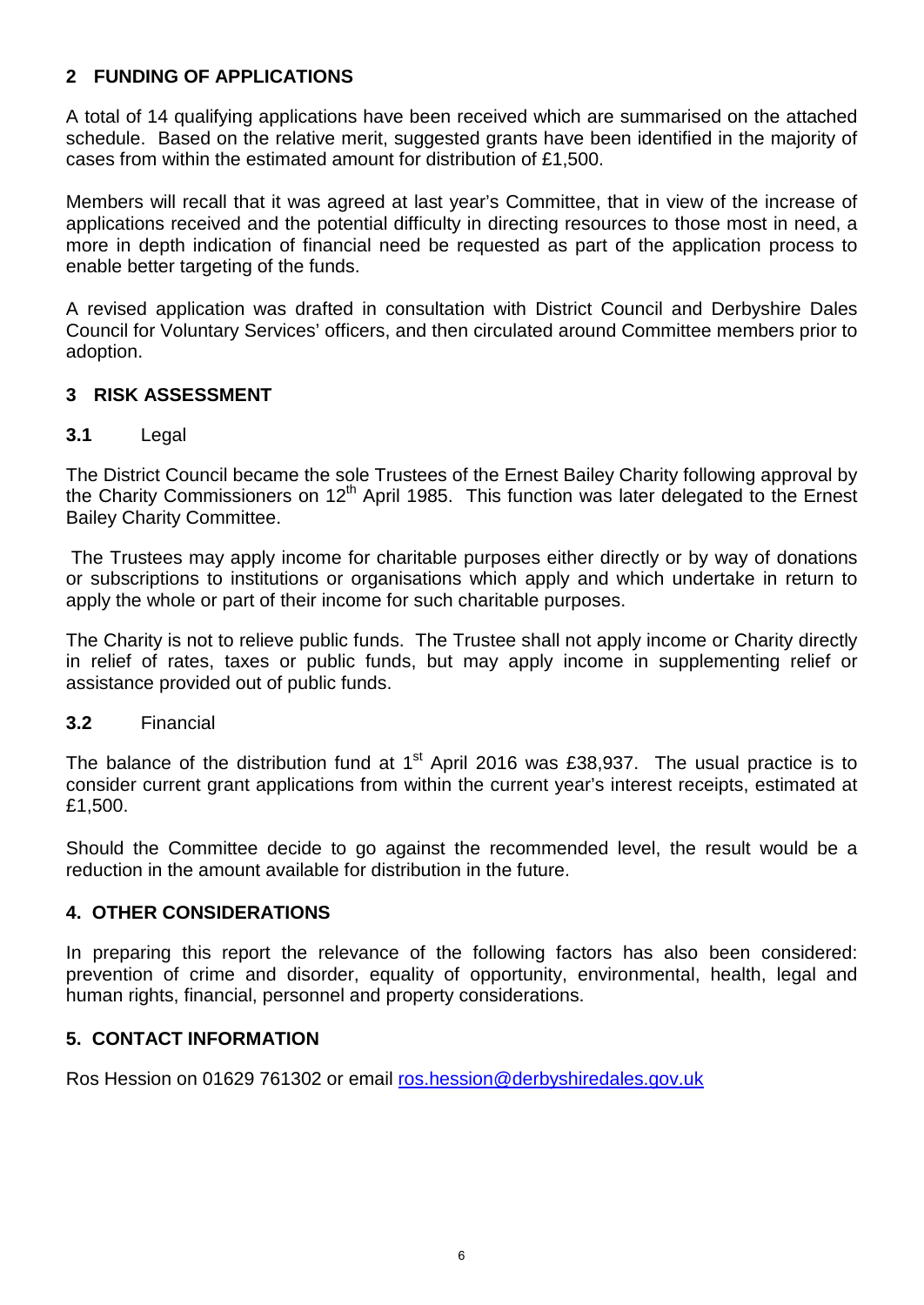## 2 FUNDING OF APPLICATIONS

A total of 14 qualifying applications have been received which are summarised on the attached schedule. Based on the relative merit, suggested grants have been identified in the majority of cases from within the estimated amount for distribution of £1,500.

Members will recall that it was agreed at last year's Committee, that in view of the increase of applications received and the potential difficulty in directing resources to those most in need, a more in depth indication of financial need be requested as part of the application process to enable better targeting of the funds.

A revised application was drafted in consultation with District Council and Derbyshire Dales Council for Voluntary Services' officers, and then circulated around Committee members prior to adoption.

## 3 RISK ASSESSMENT

### 3.1 Legal

The District Council became the sole Trustees of the Ernest Bailey Charity following approval by the Charity Commissioners on 12th April 1985. This function was later delegated to the Ernest Bailey Charity Committee.

The Trustees may apply income for charitable purposes either directly or by way of donations or subscriptions to institutions or organisations which apply and which undertake in return to apply the whole or part of their income for such charitable purposes.

The Charity is not to relieve public funds. The Trustee shall not apply income or Charity directly in relief of rates, taxes or public funds, but may apply income in supplementing relief or assistance provided out of public funds.

### 3.2 Financial

The balance of the distribution fund at 1st April 2016 was £38,937. The usual practice is to consider current grant applications from within the current year's interest receipts, estimated at £1,500.

Should the Committee decide to go against the recommended level, the result would be a reduction in the amount available for distribution in the future.

## 4. OTHER CONSIDERATIONS

In preparing this report the relevance of the following factors has also been considered: prevention of crime and disorder, equality of opportunity, environmental, health, legal and human rights, financial, personnel and property considerations.

## 5. CONTACT INFORMATION

Ros Hession on 01629 761302 or email [ros.hession@derbyshiredales.gov.uk](mailto:ros.hession@derbyshiredales.gov.uk)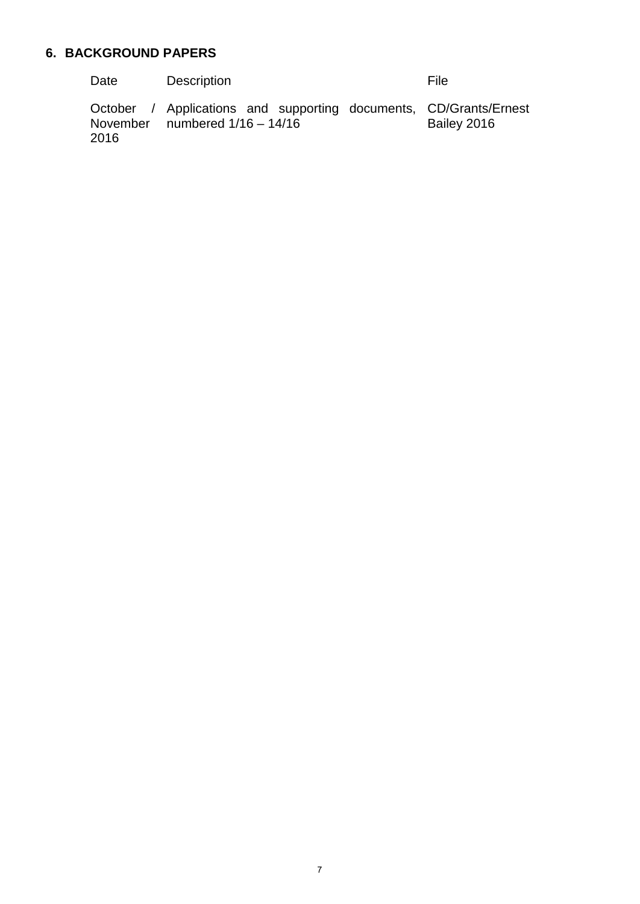## 6. BACKGROUND PAPERS

| Date | Description | File |
|---|---|---|
| October / November 2016 | Applications and supporting documents, numbered 1/16 – 14/16 | CD/Grants/Ernest Bailey 2016 |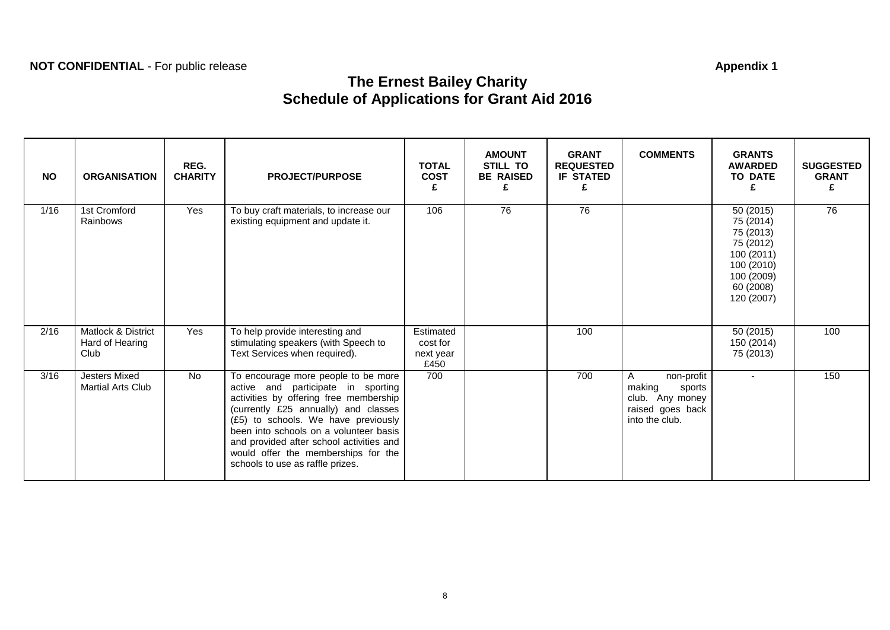**NOT CONFIDENTIAL** - For public release

**Appendix 1**

# The Ernest Bailey Charity
## Schedule of Applications for Grant Aid 2016

| NO | ORGANISATION | REG. CHARITY | PROJECT/PURPOSE | TOTAL COST £ | AMOUNT STILL TO BE RAISED £ | GRANT REQUESTED IF STATED £ | COMMENTS | GRANTS AWARDED TO DATE £ | SUGGESTED GRANT £ |
|---|---|---|---|---|---|---|---|---|---|
| 1/16 | 1st Cromford Rainbows | Yes | To buy craft materials, to increase our existing equipment and update it. | 106 | 76 | 76 | | 50 (2015) 75 (2014) 75 (2013) 75 (2012) 100 (2011) 100 (2010) 100 (2009) 60 (2008) 120 (2007) | 76 |
| 2/16 | Matlock & District Hard of Hearing Club | Yes | To help provide interesting and stimulating speakers (with Speech to Text Services when required). | Estimated cost for next year £450 | | 100 | | 50 (2015) 150 (2014) 75 (2013) | 100 |
| 3/16 | Jesters Mixed Martial Arts Club | No | To encourage more people to be more active and participate in sporting activities by offering free membership (currently £25 annually) and classes (£5) to schools. We have previously been into schools on a volunteer basis and provided after school activities and would offer the memberships for the schools to use as raffle prizes. | 700 | | 700 | A non-profit making sports club. Any money raised goes back into the club. | - | 150 |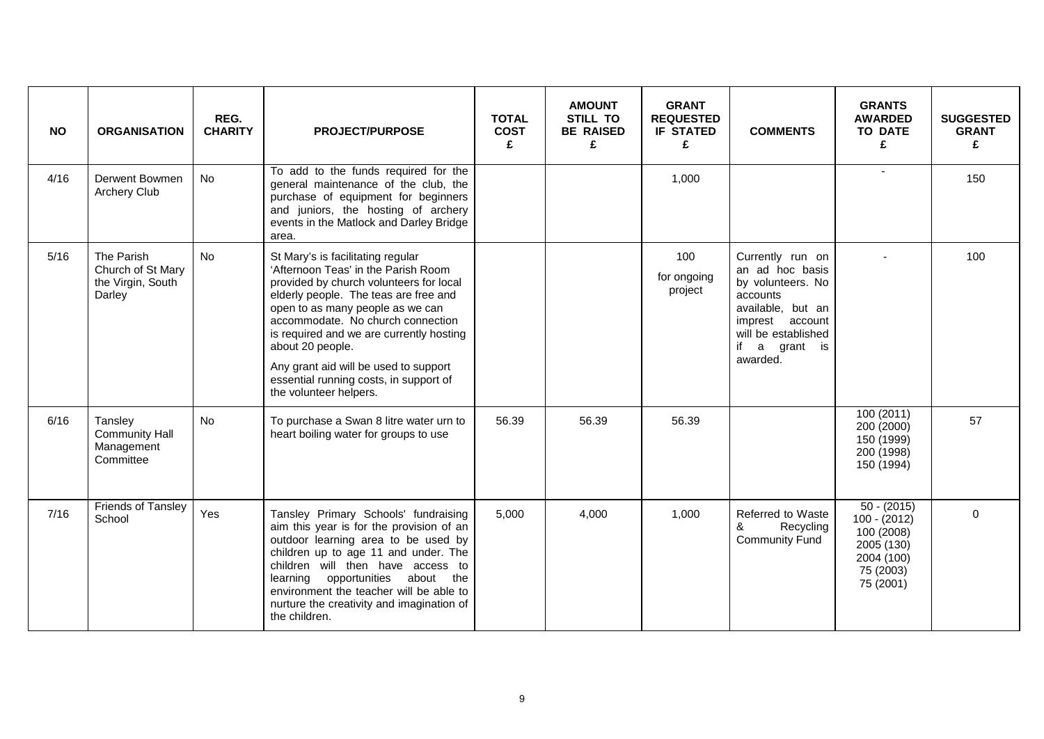| NO | ORGANISATION | REG. CHARITY | PROJECT/PURPOSE | TOTAL COST £ | AMOUNT STILL TO BE RAISED £ | GRANT REQUESTED IF STATED £ | COMMENTS | GRANTS AWARDED TO DATE £ | SUGGESTED GRANT £ |
|---|---|---|---|---|---|---|---|---|---|
| 4/16 | Derwent Bowmen Archery Club | No | To add to the funds required for the general maintenance of the club, the purchase of equipment for beginners and juniors, the hosting of archery events in the Matlock and Darley Bridge area. | | | 1,000 | | - | 150 |
| 5/16 | The Parish Church of St Mary the Virgin, South Darley | No | St Mary's is facilitating regular 'Afternoon Teas' in the Parish Room provided by church volunteers for local elderly people. The teas are free and open to as many people as we can accommodate. No church connection is required and we are currently hosting about 20 people.<br><br>Any grant aid will be used to support essential running costs, in support of the volunteer helpers. | | | 100<br>for ongoing project | Currently run on an ad hoc basis by volunteers. No accounts available, but an imprest account will be established if a grant is awarded. | - | 100 |
| 6/16 | Tansley Community Hall Management Committee | No | To purchase a Swan 8 litre water urn to heart boiling water for groups to use | 56.39 | 56.39 | 56.39 | | 100 (2011)<br>200 (2000)<br>150 (1999)<br>200 (1998)<br>150 (1994) | 57 |
| 7/16 | Friends of Tansley School | Yes | Tansley Primary Schools' fundraising aim this year is for the provision of an outdoor learning area to be used by children up to age 11 and under. The children will then have access to learning opportunities about the environment the teacher will be able to nurture the creativity and imagination of the children. | 5,000 | 4,000 | 1,000 | Referred to Waste & Recycling Community Fund | 50 - (2015)<br>100 - (2012)<br>100 (2008)<br>2005 (130)<br>2004 (100)<br>75 (2003)<br>75 (2001) | 0 |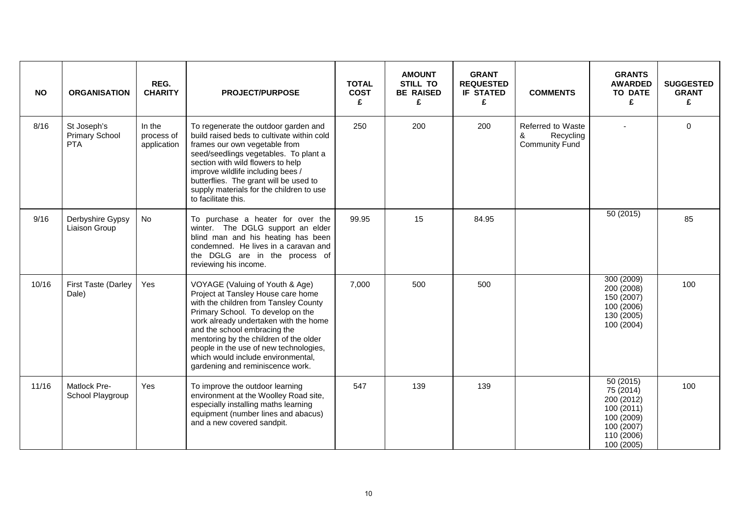| NO | ORGANISATION | REG. CHARITY | PROJECT/PURPOSE | TOTAL COST £ | AMOUNT STILL TO BE RAISED £ | GRANT REQUESTED IF STATED £ | COMMENTS | GRANTS AWARDED TO DATE £ | SUGGESTED GRANT £ |
|---|---|---|---|---|---|---|---|---|---|
| 8/16 | St Joseph's Primary School PTA | In the process of application | To regenerate the outdoor garden and build raised beds to cultivate within cold frames our own vegetable from seed/seedlings vegetables. To plant a section with wild flowers to help improve wildlife including bees / butterflies. The grant will be used to supply materials for the children to use to facilitate this. | 250 | 200 | 200 | Referred to Waste & Recycling Community Fund | - | 0 |
| 9/16 | Derbyshire Gypsy Liaison Group | No | To purchase a heater for over the winter. The DGLG support an elder blind man and his heating has been condemned. He lives in a caravan and the DGLG are in the process of reviewing his income. | 99.95 | 15 | 84.95 | | 50 (2015) | 85 |
| 10/16 | First Taste (Darley Dale) | Yes | VOYAGE (Valuing of Youth & Age) Project at Tansley House care home with the children from Tansley County Primary School. To develop on the work already undertaken with the home and the school embracing the mentoring by the children of the older people in the use of new technologies, which would include environmental, gardening and reminiscence work. | 7,000 | 500 | 500 | | 300 (2009)<br>200 (2008)<br>150 (2007)<br>100 (2006)<br>130 (2005)<br>100 (2004) | 100 |
| 11/16 | Matlock Pre-School Playgroup | Yes | To improve the outdoor learning environment at the Woolley Road site, especially installing maths learning equipment (number lines and abacus) and a new covered sandpit. | 547 | 139 | 139 | | 50 (2015)<br>75 (2014)<br>200 (2012)<br>100 (2011)<br>100 (2009)<br>100 (2007)<br>110 (2006)<br>100 (2005) | 100 |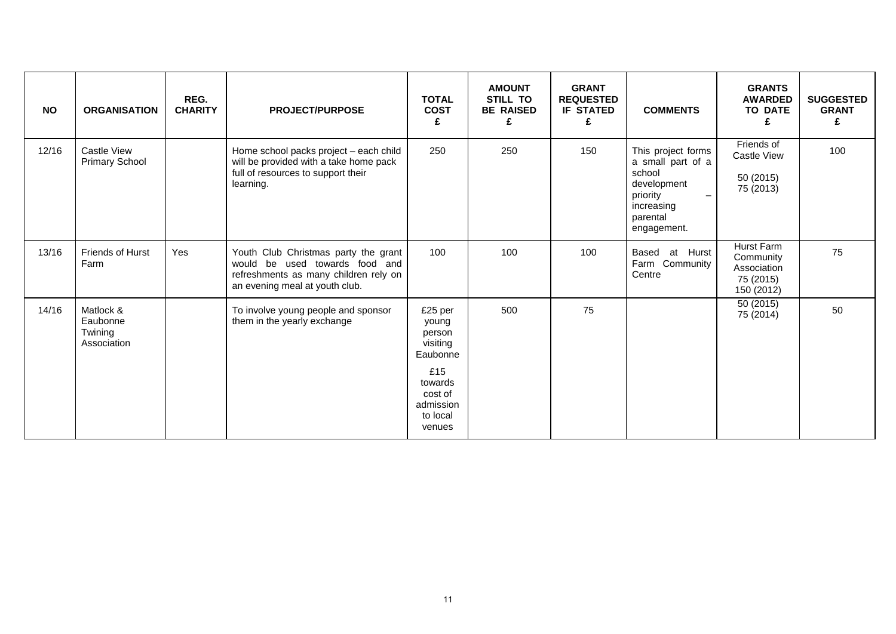| NO | ORGANISATION | REG. CHARITY | PROJECT/PURPOSE | TOTAL COST £ | AMOUNT STILL TO BE RAISED £ | GRANT REQUESTED IF STATED £ | COMMENTS | GRANTS AWARDED TO DATE £ | SUGGESTED GRANT £ |
|---|---|---|---|---|---|---|---|---|---|
| 12/16 | Castle View Primary School | | Home school packs project – each child will be provided with a take home pack full of resources to support their learning. | 250 | 250 | 150 | This project forms a small part of a school development priority – increasing parental engagement. | Friends of Castle View<br>50 (2015)<br>75 (2013) | 100 |
| 13/16 | Friends of Hurst Farm | Yes | Youth Club Christmas party the grant would be used towards food and refreshments as many children rely on an evening meal at youth club. | 100 | 100 | 100 | Based at Hurst Farm Community Centre | Hurst Farm Community Association<br>75 (2015)<br>150 (2012) | 75 |
| 14/16 | Matlock & Eaubonne Twining Association | | To involve young people and sponsor them in the yearly exchange | £25 per young person visiting Eaubonne<br>£15 towards cost of admission to local venues | 500 | 75 | | 50 (2015)<br>75 (2014) | 50 |